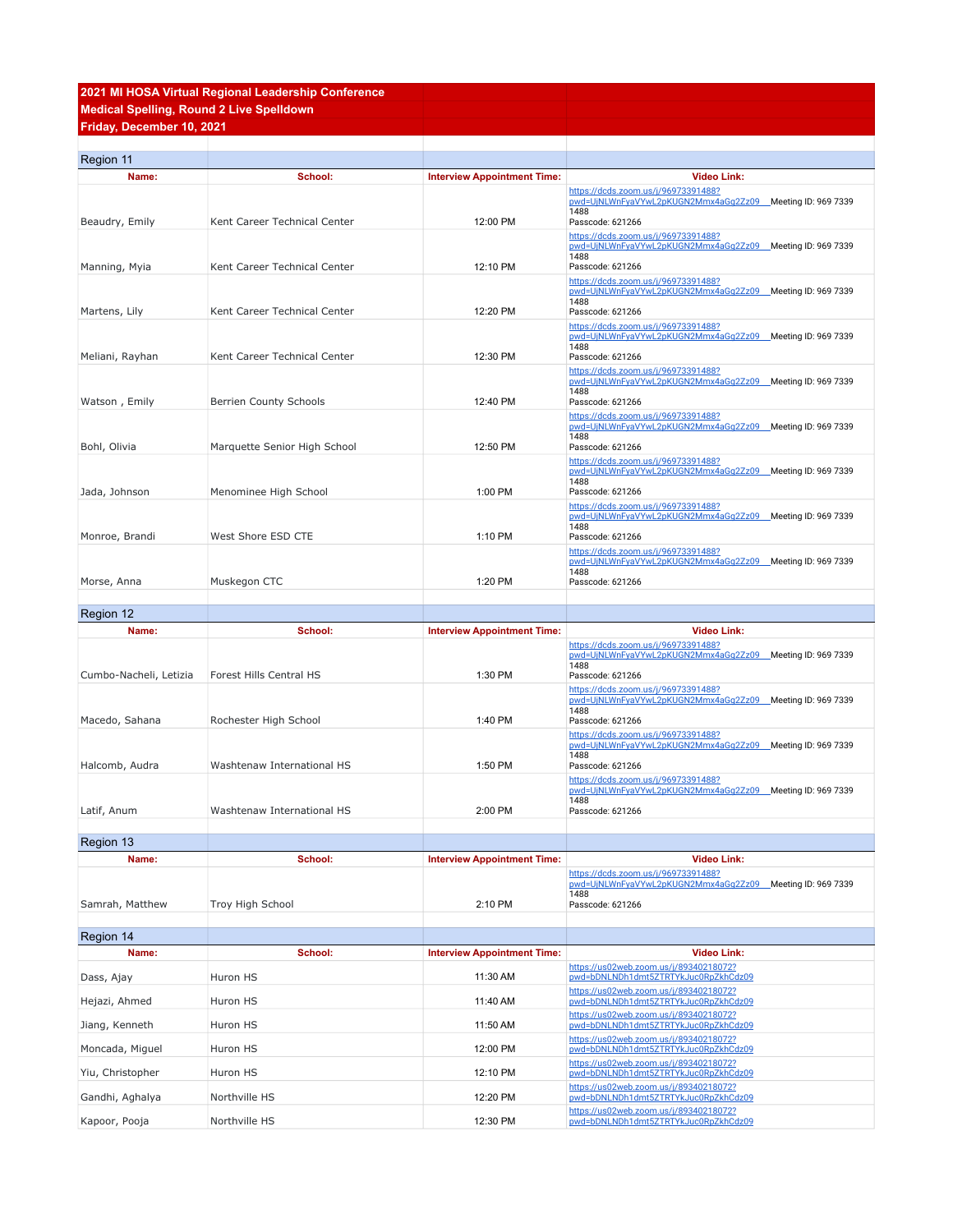## 2021 MI HOSA Virtual Regional Leadership Conference
## Medical Spelling, Round 2 Live Spelldown
## Friday, December 10, 2021

### Region 11

| Name: | School: | Interview Appointment Time: | Video Link: |
|---|---|---|---|
| Beaudry, Emily | Kent Career Technical Center | 12:00 PM | https://dcds.zoom.us/j/96973391488?pwd=UjNLWnFyaVYwL2pKUGN2Mmx4aGg2Zz09 Meeting ID: 969 7339 1488 Passcode: 621266 |
| Manning, Myia | Kent Career Technical Center | 12:10 PM | https://dcds.zoom.us/j/96973391488?pwd=UjNLWnFyaVYwL2pKUGN2Mmx4aGg2Zz09 Meeting ID: 969 7339 1488 Passcode: 621266 |
| Martens, Lily | Kent Career Technical Center | 12:20 PM | https://dcds.zoom.us/j/96973391488?pwd=UjNLWnFyaVYwL2pKUGN2Mmx4aGg2Zz09 Meeting ID: 969 7339 1488 Passcode: 621266 |
| Meliani, Rayhan | Kent Career Technical Center | 12:30 PM | https://dcds.zoom.us/j/96973391488?pwd=UjNLWnFyaVYwL2pKUGN2Mmx4aGg2Zz09 Meeting ID: 969 7339 1488 Passcode: 621266 |
| Watson , Emily | Berrien County Schools | 12:40 PM | https://dcds.zoom.us/j/96973391488?pwd=UjNLWnFyaVYwL2pKUGN2Mmx4aGg2Zz09 Meeting ID: 969 7339 1488 Passcode: 621266 |
| Bohl, Olivia | Marquette Senior High School | 12:50 PM | https://dcds.zoom.us/j/96973391488?pwd=UjNLWnFyaVYwL2pKUGN2Mmx4aGg2Zz09 Meeting ID: 969 7339 1488 Passcode: 621266 |
| Jada, Johnson | Menominee High School | 1:00 PM | https://dcds.zoom.us/j/96973391488?pwd=UjNLWnFyaVYwL2pKUGN2Mmx4aGg2Zz09 Meeting ID: 969 7339 1488 Passcode: 621266 |
| Monroe, Brandi | West Shore ESD CTE | 1:10 PM | https://dcds.zoom.us/j/96973391488?pwd=UjNLWnFyaVYwL2pKUGN2Mmx4aGg2Zz09 Meeting ID: 969 7339 1488 Passcode: 621266 |
| Morse, Anna | Muskegon CTC | 1:20 PM | https://dcds.zoom.us/j/96973391488?pwd=UjNLWnFyaVYwL2pKUGN2Mmx4aGg2Zz09 Meeting ID: 969 7339 1488 Passcode: 621266 |

### Region 12

| Name: | School: | Interview Appointment Time: | Video Link: |
|---|---|---|---|
| Cumbo-Nacheli, Letizia | Forest Hills Central HS | 1:30 PM | https://dcds.zoom.us/j/96973391488?pwd=UjNLWnFyaVYwL2pKUGN2Mmx4aGg2Zz09 Meeting ID: 969 7339 1488 Passcode: 621266 |
| Macedo, Sahana | Rochester High School | 1:40 PM | https://dcds.zoom.us/j/96973391488?pwd=UjNLWnFyaVYwL2pKUGN2Mmx4aGg2Zz09 Meeting ID: 969 7339 1488 Passcode: 621266 |
| Halcomb, Audra | Washtenaw International HS | 1:50 PM | https://dcds.zoom.us/j/96973391488?pwd=UjNLWnFyaVYwL2pKUGN2Mmx4aGg2Zz09 Meeting ID: 969 7339 1488 Passcode: 621266 |
| Latif, Anum | Washtenaw International HS | 2:00 PM | https://dcds.zoom.us/j/96973391488?pwd=UjNLWnFyaVYwL2pKUGN2Mmx4aGg2Zz09 Meeting ID: 969 7339 1488 Passcode: 621266 |

### Region 13

| Name: | School: | Interview Appointment Time: | Video Link: |
|---|---|---|---|
| Samrah, Matthew | Troy High School | 2:10 PM | https://dcds.zoom.us/j/96973391488?pwd=UjNLWnFyaVYwL2pKUGN2Mmx4aGg2Zz09 Meeting ID: 969 7339 1488 Passcode: 621266 |

### Region 14

| Name: | School: | Interview Appointment Time: | Video Link: |
|---|---|---|---|
| Dass, Ajay | Huron HS | 11:30 AM | https://us02web.zoom.us/j/89340218072?pwd=bDNLNDh1dmt5ZTRTYkJuc0RpZkhCdz09 |
| Hejazi, Ahmed | Huron HS | 11:40 AM | https://us02web.zoom.us/j/89340218072?pwd=bDNLNDh1dmt5ZTRTYkJuc0RpZkhCdz09 |
| Jiang, Kenneth | Huron HS | 11:50 AM | https://us02web.zoom.us/j/89340218072?pwd=bDNLNDh1dmt5ZTRTYkJuc0RpZkhCdz09 |
| Moncada, Miguel | Huron HS | 12:00 PM | https://us02web.zoom.us/j/89340218072?pwd=bDNLNDh1dmt5ZTRTYkJuc0RpZkhCdz09 |
| Yiu, Christopher | Huron HS | 12:10 PM | https://us02web.zoom.us/j/89340218072?pwd=bDNLNDh1dmt5ZTRTYkJuc0RpZkhCdz09 |
| Gandhi, Aghalya | Northville HS | 12:20 PM | https://us02web.zoom.us/j/89340218072?pwd=bDNLNDh1dmt5ZTRTYkJuc0RpZkhCdz09 |
| Kapoor, Pooja | Northville HS | 12:30 PM | https://us02web.zoom.us/j/89340218072?pwd=bDNLNDh1dmt5ZTRTYkJuc0RpZkhCdz09 |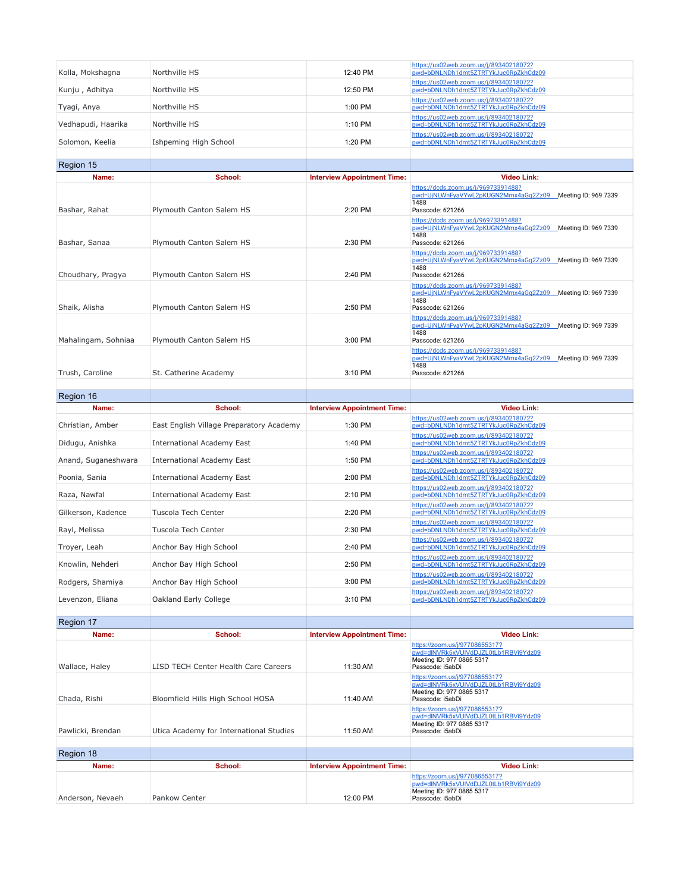| Name: | School: | Interview Appointment Time: | Video Link: |
|---|---|---|---|
| Kolla, Mokshagna | Northville HS | 12:40 PM | https://us02web.zoom.us/j/89340218072?pwd=bDNLNDh1dmt5ZTRTYkJuc0RpZkhCdz09 |
| Kunju , Adhitya | Northville HS | 12:50 PM | https://us02web.zoom.us/j/89340218072?pwd=bDNLNDh1dmt5ZTRTYkJuc0RpZkhCdz09 |
| Tyagi, Anya | Northville HS | 1:00 PM | https://us02web.zoom.us/j/89340218072?pwd=bDNLNDh1dmt5ZTRTYkJuc0RpZkhCdz09 |
| Vedhapudi, Haarika | Northville HS | 1:10 PM | https://us02web.zoom.us/j/89340218072?pwd=bDNLNDh1dmt5ZTRTYkJuc0RpZkhCdz09 |
| Solomon, Keelia | Ishpeming High School | 1:20 PM | https://us02web.zoom.us/j/89340218072?pwd=bDNLNDh1dmt5ZTRTYkJuc0RpZkhCdz09 |

## Region 15

| Name: | School: | Interview Appointment Time: | Video Link: |
|---|---|---|---|
| Bashar, Rahat | Plymouth Canton Salem HS | 2:20 PM | https://dcds.zoom.us/j/96973391488?pwd=UjNLWnFyaVYwL2pKUGN2Mmx4aGg2Zz09 Meeting ID: 969 7339 1488 Passcode: 621266 |
| Bashar, Sanaa | Plymouth Canton Salem HS | 2:30 PM | https://dcds.zoom.us/j/96973391488?pwd=UjNLWnFyaVYwL2pKUGN2Mmx4aGg2Zz09 Meeting ID: 969 7339 1488 Passcode: 621266 |
| Choudhary, Pragya | Plymouth Canton Salem HS | 2:40 PM | https://dcds.zoom.us/j/96973391488?pwd=UjNLWnFyaVYwL2pKUGN2Mmx4aGg2Zz09 Meeting ID: 969 7339 1488 Passcode: 621266 |
| Shaik, Alisha | Plymouth Canton Salem HS | 2:50 PM | https://dcds.zoom.us/j/96973391488?pwd=UjNLWnFyaVYwL2pKUGN2Mmx4aGg2Zz09 Meeting ID: 969 7339 1488 Passcode: 621266 |
| Mahalingam, Sohniaa | Plymouth Canton Salem HS | 3:00 PM | https://dcds.zoom.us/j/96973391488?pwd=UjNLWnFyaVYwL2pKUGN2Mmx4aGg2Zz09 Meeting ID: 969 7339 1488 Passcode: 621266 |
| Trush, Caroline | St. Catherine Academy | 3:10 PM | https://dcds.zoom.us/j/96973391488?pwd=UjNLWnFyaVYwL2pKUGN2Mmx4aGg2Zz09 Meeting ID: 969 7339 1488 Passcode: 621266 |

## Region 16

| Name: | School: | Interview Appointment Time: | Video Link: |
|---|---|---|---|
| Christian, Amber | East English Village Preparatory Academy | 1:30 PM | https://us02web.zoom.us/j/89340218072?pwd=bDNLNDh1dmt5ZTRTYkJuc0RpZkhCdz09 |
| Didugu, Anishka | International Academy East | 1:40 PM | https://us02web.zoom.us/j/89340218072?pwd=bDNLNDh1dmt5ZTRTYkJuc0RpZkhCdz09 |
| Anand, Suganeshwara | International Academy East | 1:50 PM | https://us02web.zoom.us/j/89340218072?pwd=bDNLNDh1dmt5ZTRTYkJuc0RpZkhCdz09 |
| Poonia, Sania | International Academy East | 2:00 PM | https://us02web.zoom.us/j/89340218072?pwd=bDNLNDh1dmt5ZTRTYkJuc0RpZkhCdz09 |
| Raza, Nawfal | International Academy East | 2:10 PM | https://us02web.zoom.us/j/89340218072?pwd=bDNLNDh1dmt5ZTRTYkJuc0RpZkhCdz09 |
| Gilkerson, Kadence | Tuscola Tech Center | 2:20 PM | https://us02web.zoom.us/j/89340218072?pwd=bDNLNDh1dmt5ZTRTYkJuc0RpZkhCdz09 |
| Rayl, Melissa | Tuscola Tech Center | 2:30 PM | https://us02web.zoom.us/j/89340218072?pwd=bDNLNDh1dmt5ZTRTYkJuc0RpZkhCdz09 |
| Troyer, Leah | Anchor Bay High School | 2:40 PM | https://us02web.zoom.us/j/89340218072?pwd=bDNLNDh1dmt5ZTRTYkJuc0RpZkhCdz09 |
| Knowlin, Nehderi | Anchor Bay High School | 2:50 PM | https://us02web.zoom.us/j/89340218072?pwd=bDNLNDh1dmt5ZTRTYkJuc0RpZkhCdz09 |
| Rodgers, Shamiya | Anchor Bay High School | 3:00 PM | https://us02web.zoom.us/j/89340218072?pwd=bDNLNDh1dmt5ZTRTYkJuc0RpZkhCdz09 |
| Levenzon, Eliana | Oakland Early College | 3:10 PM | https://us02web.zoom.us/j/89340218072?pwd=bDNLNDh1dmt5ZTRTYkJuc0RpZkhCdz09 |

## Region 17

| Name: | School: | Interview Appointment Time: | Video Link: |
|---|---|---|---|
| Wallace, Haley | LISD TECH Center Health Care Careers | 11:30 AM | https://zoom.us/j/97708655317?pwd=dlNVRk5xVUlVdDJZL0tLb1RBVi9Ydz09 Meeting ID: 977 0865 5317 Passcode: i5abDi |
| Chada, Rishi | Bloomfield Hills High School HOSA | 11:40 AM | https://zoom.us/j/97708655317?pwd=dlNVRk5xVUlVdDJZL0tLb1RBVi9Ydz09 Meeting ID: 977 0865 5317 Passcode: i5abDi |
| Pawlicki, Brendan | Utica Academy for International Studies | 11:50 AM | https://zoom.us/j/97708655317?pwd=dlNVRk5xVUlVdDJZL0tLb1RBVi9Ydz09 Meeting ID: 977 0865 5317 Passcode: i5abDi |

## Region 18

| Name: | School: | Interview Appointment Time: | Video Link: |
|---|---|---|---|
| Anderson, Nevaeh | Pankow Center | 12:00 PM | https://zoom.us/j/97708655317?pwd=dlNVRk5xVUlVdDJZL0tLb1RBVi9Ydz09 Meeting ID: 977 0865 5317 Passcode: i5abDi |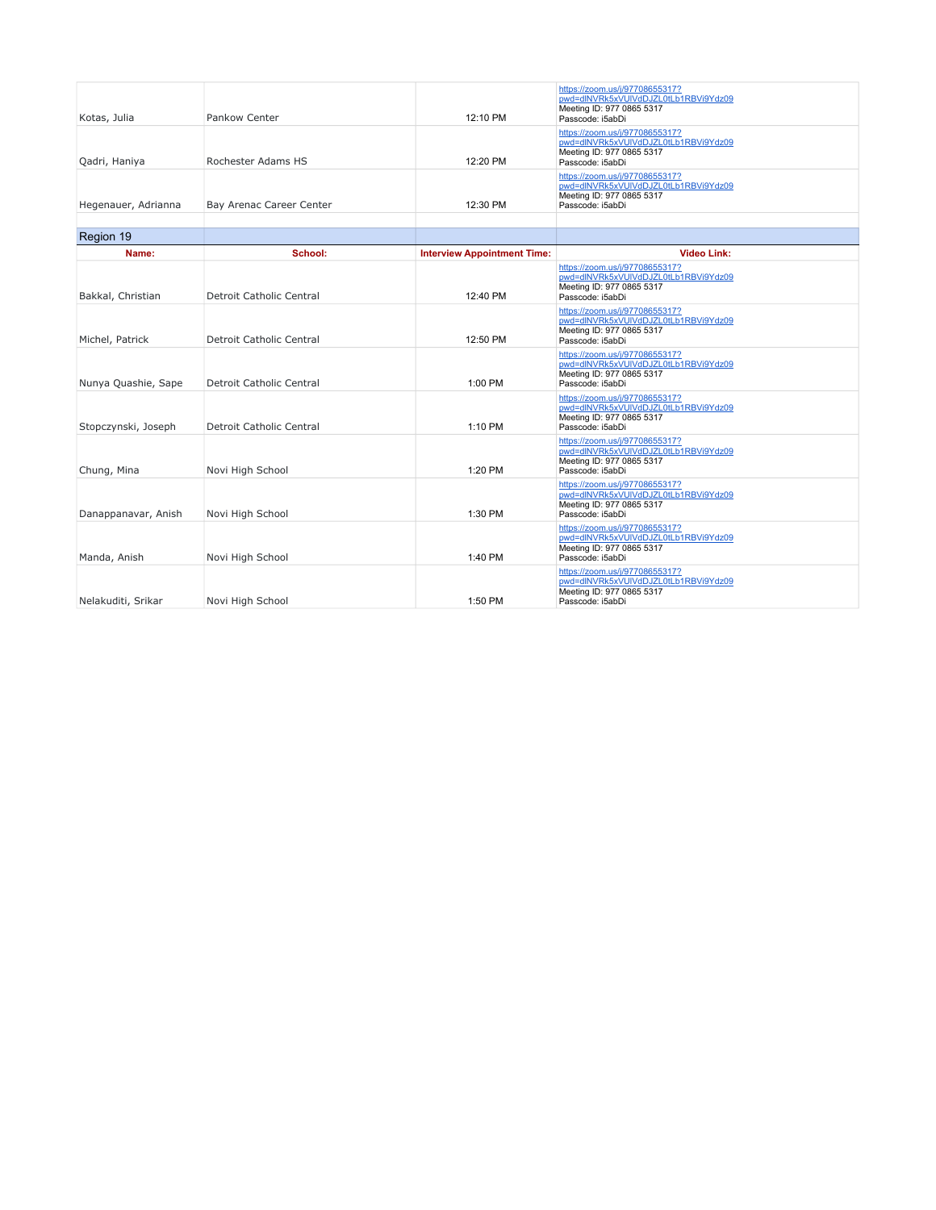| | | | |
|---|---|---|---|
| Kotas, Julia | Pankow Center | 12:10 PM | https://zoom.us/j/97708655317?pwd=dlNVRk5xVUlVdDJZL0tLb1RBVi9Ydz09 Meeting ID: 977 0865 5317 Passcode: i5abDi |
| Qadri, Haniya | Rochester Adams HS | 12:20 PM | https://zoom.us/j/97708655317?pwd=dlNVRk5xVUlVdDJZL0tLb1RBVi9Ydz09 Meeting ID: 977 0865 5317 Passcode: i5abDi |
| Hegenauer, Adrianna | Bay Arenac Career Center | 12:30 PM | https://zoom.us/j/97708655317?pwd=dlNVRk5xVUlVdDJZL0tLb1RBVi9Ydz09 Meeting ID: 977 0865 5317 Passcode: i5abDi |

## Region 19

| Name: | School: | Interview Appointment Time: | Video Link: |
|---|---|---|---|
| Bakkal, Christian | Detroit Catholic Central | 12:40 PM | https://zoom.us/j/97708655317?pwd=dlNVRk5xVUlVdDJZL0tLb1RBVi9Ydz09 Meeting ID: 977 0865 5317 Passcode: i5abDi |
| Michel, Patrick | Detroit Catholic Central | 12:50 PM | https://zoom.us/j/97708655317?pwd=dlNVRk5xVUlVdDJZL0tLb1RBVi9Ydz09 Meeting ID: 977 0865 5317 Passcode: i5abDi |
| Nunya Quashie, Sape | Detroit Catholic Central | 1:00 PM | https://zoom.us/j/97708655317?pwd=dlNVRk5xVUlVdDJZL0tLb1RBVi9Ydz09 Meeting ID: 977 0865 5317 Passcode: i5abDi |
| Stopczynski, Joseph | Detroit Catholic Central | 1:10 PM | https://zoom.us/j/97708655317?pwd=dlNVRk5xVUlVdDJZL0tLb1RBVi9Ydz09 Meeting ID: 977 0865 5317 Passcode: i5abDi |
| Chung, Mina | Novi High School | 1:20 PM | https://zoom.us/j/97708655317?pwd=dlNVRk5xVUlVdDJZL0tLb1RBVi9Ydz09 Meeting ID: 977 0865 5317 Passcode: i5abDi |
| Danappanavar, Anish | Novi High School | 1:30 PM | https://zoom.us/j/97708655317?pwd=dlNVRk5xVUlVdDJZL0tLb1RBVi9Ydz09 Meeting ID: 977 0865 5317 Passcode: i5abDi |
| Manda, Anish | Novi High School | 1:40 PM | https://zoom.us/j/97708655317?pwd=dlNVRk5xVUlVdDJZL0tLb1RBVi9Ydz09 Meeting ID: 977 0865 5317 Passcode: i5abDi |
| Nelakuditi, Srikar | Novi High School | 1:50 PM | https://zoom.us/j/97708655317?pwd=dlNVRk5xVUlVdDJZL0tLb1RBVi9Ydz09 Meeting ID: 977 0865 5317 Passcode: i5abDi |